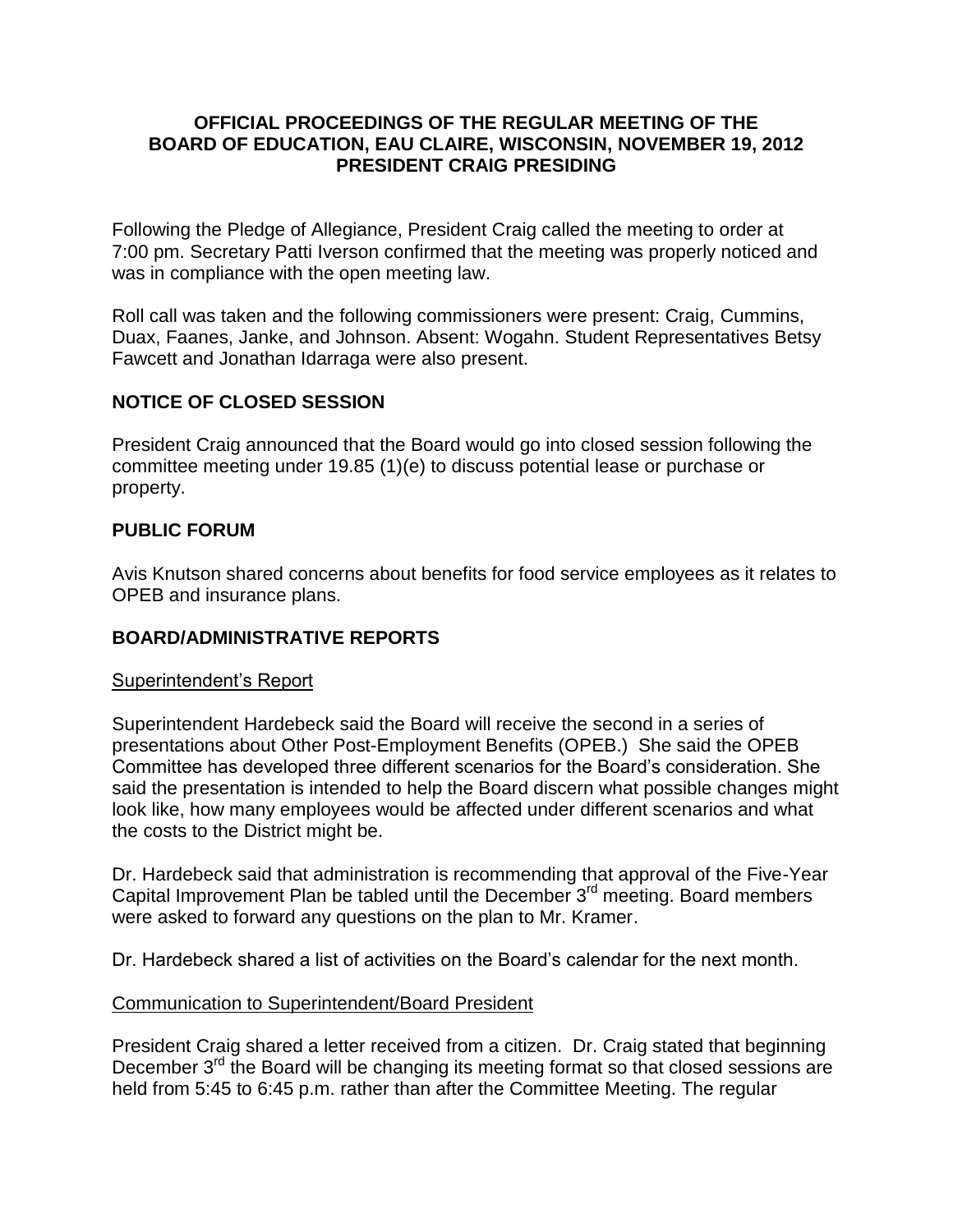# OFFICIAL PROCEEDINGS OF THE REGULAR MEETING OF THE BOARD OF EDUCATION, EAU CLAIRE, WISCONSIN, NOVEMBER 19, 2012 PRESIDENT CRAIG PRESIDING

Following the Pledge of Allegiance, President Craig called the meeting to order at 7:00 pm. Secretary Patti Iverson confirmed that the meeting was properly noticed and was in compliance with the open meeting law.

Roll call was taken and the following commissioners were present: Craig, Cummins, Duax, Faanes, Janke, and Johnson. Absent: Wogahn. Student Representatives Betsy Fawcett and Jonathan Idarraga were also present.

## NOTICE OF CLOSED SESSION

President Craig announced that the Board would go into closed session following the committee meeting under 19.85 (1)(e) to discuss potential lease or purchase or property.

## PUBLIC FORUM

Avis Knutson shared concerns about benefits for food service employees as it relates to OPEB and insurance plans.

## BOARD/ADMINISTRATIVE REPORTS

### Superintendent's Report

Superintendent Hardebeck said the Board will receive the second in a series of presentations about Other Post-Employment Benefits (OPEB.) She said the OPEB Committee has developed three different scenarios for the Board's consideration. She said the presentation is intended to help the Board discern what possible changes might look like, how many employees would be affected under different scenarios and what the costs to the District might be.

Dr. Hardebeck said that administration is recommending that approval of the Five-Year Capital Improvement Plan be tabled until the December 3rd meeting. Board members were asked to forward any questions on the plan to Mr. Kramer.

Dr. Hardebeck shared a list of activities on the Board's calendar for the next month.

### Communication to Superintendent/Board President

President Craig shared a letter received from a citizen. Dr. Craig stated that beginning December 3rd the Board will be changing its meeting format so that closed sessions are held from 5:45 to 6:45 p.m. rather than after the Committee Meeting. The regular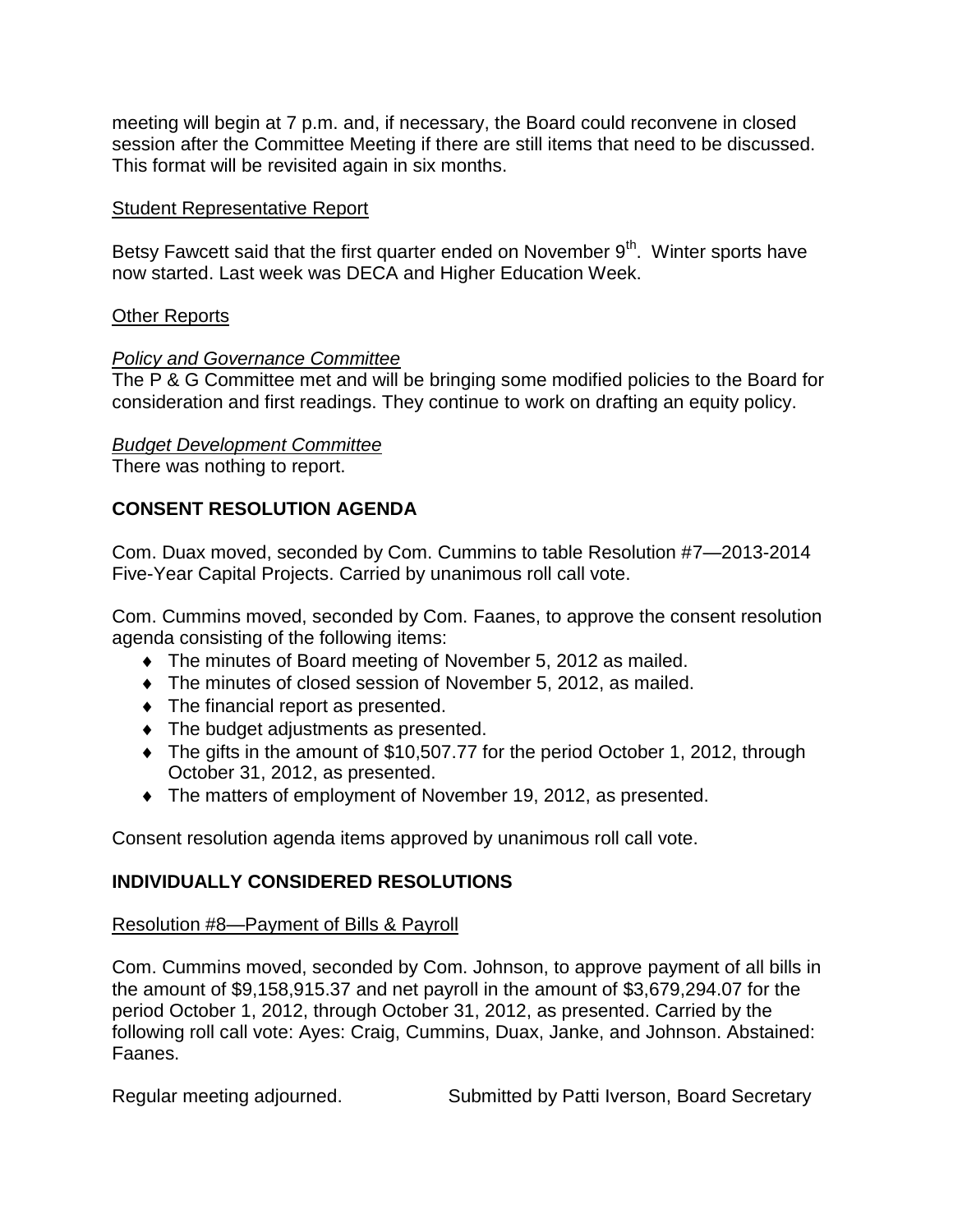meeting will begin at 7 p.m. and, if necessary, the Board could reconvene in closed session after the Committee Meeting if there are still items that need to be discussed. This format will be revisited again in six months.

<u>Student Representative Report</u>

Betsy Fawcett said that the first quarter ended on November 9th. Winter sports have now started. Last week was DECA and Higher Education Week.

<u>Other Reports</u>

*<u>Policy and Governance Committee</u>*
The P & G Committee met and will be bringing some modified policies to the Board for consideration and first readings. They continue to work on drafting an equity policy.

*<u>Budget Development Committee</u>*
There was nothing to report.

## CONSENT RESOLUTION AGENDA

Com. Duax moved, seconded by Com. Cummins to table Resolution #7—2013-2014 Five-Year Capital Projects. Carried by unanimous roll call vote.

Com. Cummins moved, seconded by Com. Faanes, to approve the consent resolution agenda consisting of the following items:

- The minutes of Board meeting of November 5, 2012 as mailed.
- The minutes of closed session of November 5, 2012, as mailed.
- The financial report as presented.
- The budget adjustments as presented.
- The gifts in the amount of $10,507.77 for the period October 1, 2012, through October 31, 2012, as presented.
- The matters of employment of November 19, 2012, as presented.

Consent resolution agenda items approved by unanimous roll call vote.

## INDIVIDUALLY CONSIDERED RESOLUTIONS

<u>Resolution #8—Payment of Bills & Payroll</u>

Com. Cummins moved, seconded by Com. Johnson, to approve payment of all bills in the amount of $9,158,915.37 and net payroll in the amount of $3,679,294.07 for the period October 1, 2012, through October 31, 2012, as presented. Carried by the following roll call vote: Ayes: Craig, Cummins, Duax, Janke, and Johnson. Abstained: Faanes.

Regular meeting adjourned. Submitted by Patti Iverson, Board Secretary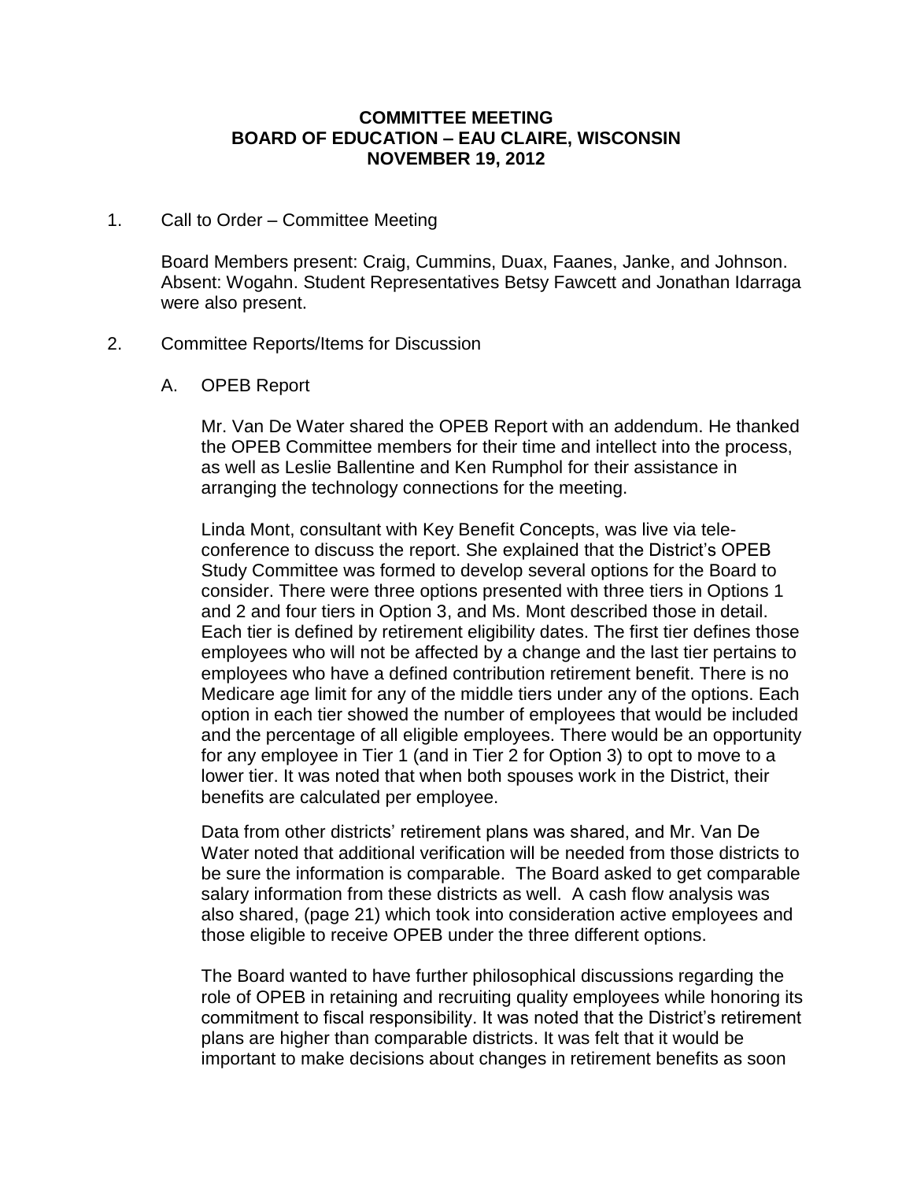**COMMITTEE MEETING**
**BOARD OF EDUCATION – EAU CLAIRE, WISCONSIN**
**NOVEMBER 19, 2012**

1. Call to Order – Committee Meeting

   Board Members present: Craig, Cummins, Duax, Faanes, Janke, and Johnson. Absent: Wogahn. Student Representatives Betsy Fawcett and Jonathan Idarraga were also present.

2. Committee Reports/Items for Discussion

   A. OPEB Report

      Mr. Van De Water shared the OPEB Report with an addendum. He thanked the OPEB Committee members for their time and intellect into the process, as well as Leslie Ballentine and Ken Rumphol for their assistance in arranging the technology connections for the meeting.

      Linda Mont, consultant with Key Benefit Concepts, was live via tele-conference to discuss the report. She explained that the District's OPEB Study Committee was formed to develop several options for the Board to consider. There were three options presented with three tiers in Options 1 and 2 and four tiers in Option 3, and Ms. Mont described those in detail. Each tier is defined by retirement eligibility dates. The first tier defines those employees who will not be affected by a change and the last tier pertains to employees who have a defined contribution retirement benefit. There is no Medicare age limit for any of the middle tiers under any of the options. Each option in each tier showed the number of employees that would be included and the percentage of all eligible employees. There would be an opportunity for any employee in Tier 1 (and in Tier 2 for Option 3) to opt to move to a lower tier. It was noted that when both spouses work in the District, their benefits are calculated per employee.

      Data from other districts' retirement plans was shared, and Mr. Van De Water noted that additional verification will be needed from those districts to be sure the information is comparable. The Board asked to get comparable salary information from these districts as well. A cash flow analysis was also shared, (page 21) which took into consideration active employees and those eligible to receive OPEB under the three different options.

      The Board wanted to have further philosophical discussions regarding the role of OPEB in retaining and recruiting quality employees while honoring its commitment to fiscal responsibility. It was noted that the District's retirement plans are higher than comparable districts. It was felt that it would be important to make decisions about changes in retirement benefits as soon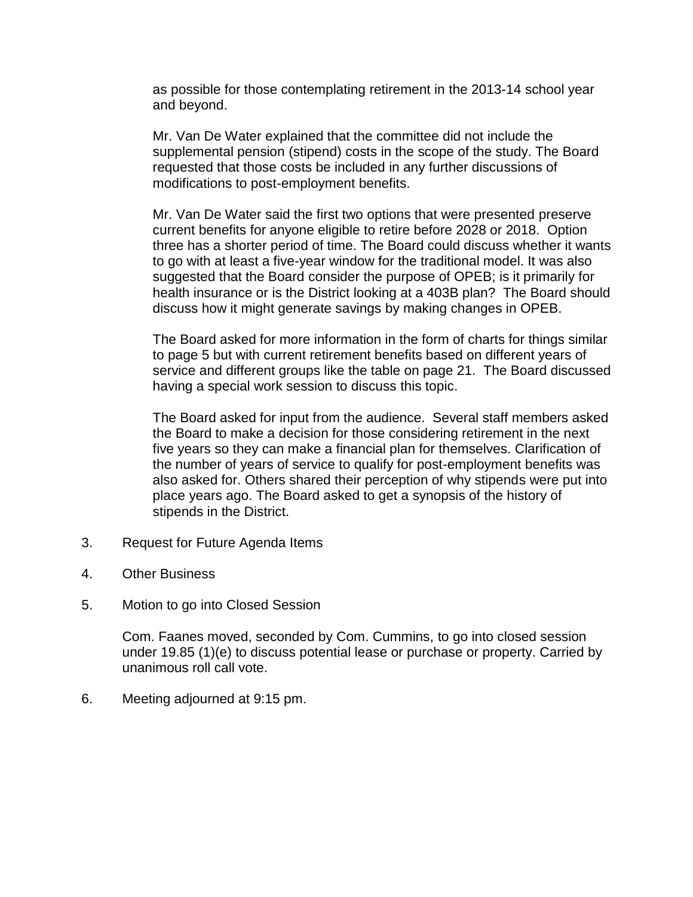as possible for those contemplating retirement in the 2013-14 school year and beyond.

Mr. Van De Water explained that the committee did not include the supplemental pension (stipend) costs in the scope of the study. The Board requested that those costs be included in any further discussions of modifications to post-employment benefits.

Mr. Van De Water said the first two options that were presented preserve current benefits for anyone eligible to retire before 2028 or 2018. Option three has a shorter period of time. The Board could discuss whether it wants to go with at least a five-year window for the traditional model. It was also suggested that the Board consider the purpose of OPEB; is it primarily for health insurance or is the District looking at a 403B plan? The Board should discuss how it might generate savings by making changes in OPEB.

The Board asked for more information in the form of charts for things similar to page 5 but with current retirement benefits based on different years of service and different groups like the table on page 21. The Board discussed having a special work session to discuss this topic.

The Board asked for input from the audience. Several staff members asked the Board to make a decision for those considering retirement in the next five years so they can make a financial plan for themselves. Clarification of the number of years of service to qualify for post-employment benefits was also asked for. Others shared their perception of why stipends were put into place years ago. The Board asked to get a synopsis of the history of stipends in the District.

3. Request for Future Agenda Items

4. Other Business

5. Motion to go into Closed Session

   Com. Faanes moved, seconded by Com. Cummins, to go into closed session under 19.85 (1)(e) to discuss potential lease or purchase or property. Carried by unanimous roll call vote.

6. Meeting adjourned at 9:15 pm.